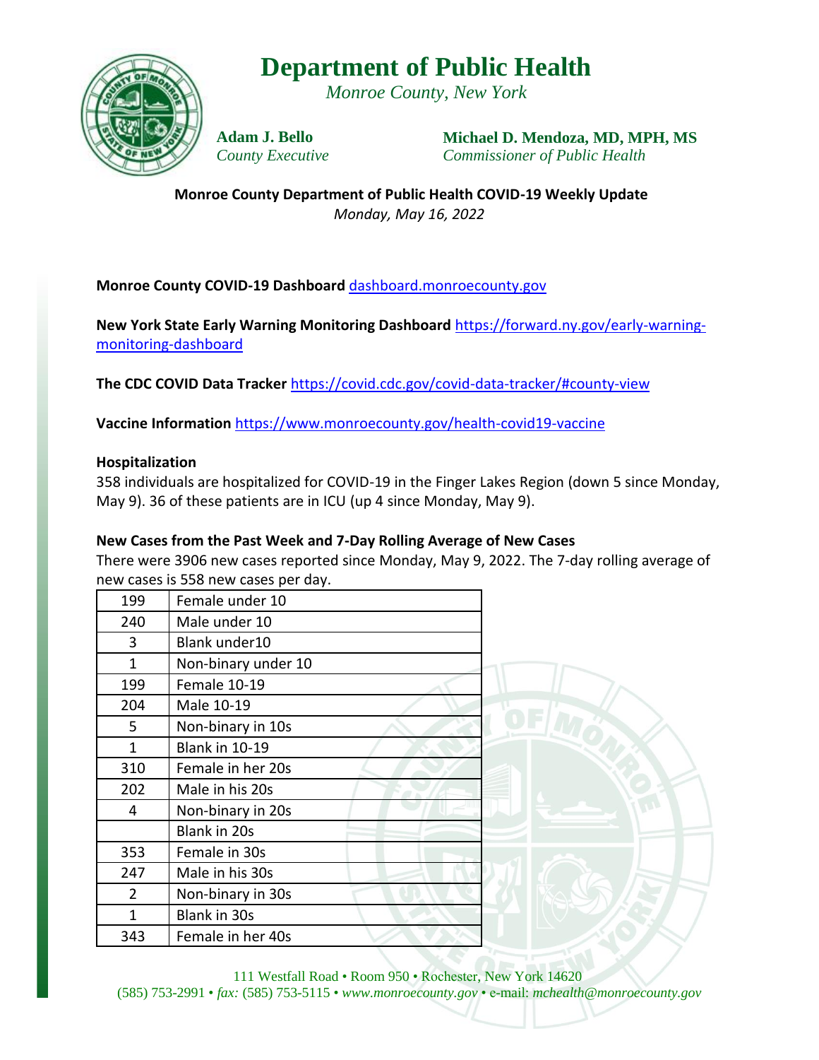# Department of Public Health

*Monroe County, New York*

**Adam J. Bello**
*County Executive*

**Michael D. Mendoza, MD, MPH, MS**
*Commissioner of Public Health*

**Monroe County Department of Public Health COVID-19 Weekly Update**
*Monday, May 16, 2022*

**Monroe County COVID-19 Dashboard** dashboard.monroecounty.gov

**New York State Early Warning Monitoring Dashboard** https://forward.ny.gov/early-warning-monitoring-dashboard

**The CDC COVID Data Tracker** https://covid.cdc.gov/covid-data-tracker/#county-view

**Vaccine Information** https://www.monroecounty.gov/health-covid19-vaccine

**Hospitalization**

358 individuals are hospitalized for COVID-19 in the Finger Lakes Region (down 5 since Monday, May 9). 36 of these patients are in ICU (up 4 since Monday, May 9).

**New Cases from the Past Week and 7-Day Rolling Average of New Cases**

There were 3906 new cases reported since Monday, May 9, 2022. The 7-day rolling average of new cases is 558 new cases per day.

| | |
|---|---|
| 199 | Female under 10 |
| 240 | Male under 10 |
| 3 | Blank under10 |
| 1 | Non-binary under 10 |
| 199 | Female 10-19 |
| 204 | Male 10-19 |
| 5 | Non-binary in 10s |
| 1 | Blank in 10-19 |
| 310 | Female in her 20s |
| 202 | Male in his 20s |
| 4 | Non-binary in 20s |
| | Blank in 20s |
| 353 | Female in 30s |
| 247 | Male in his 30s |
| 2 | Non-binary in 30s |
| 1 | Blank in 30s |
| 343 | Female in her 40s |

111 Westfall Road • Room 950 • Rochester, New York 14620
(585) 753-2991 • *fax:* (585) 753-5115 • *www.monroecounty.gov* • e-mail: *mchealth@monroecounty.gov*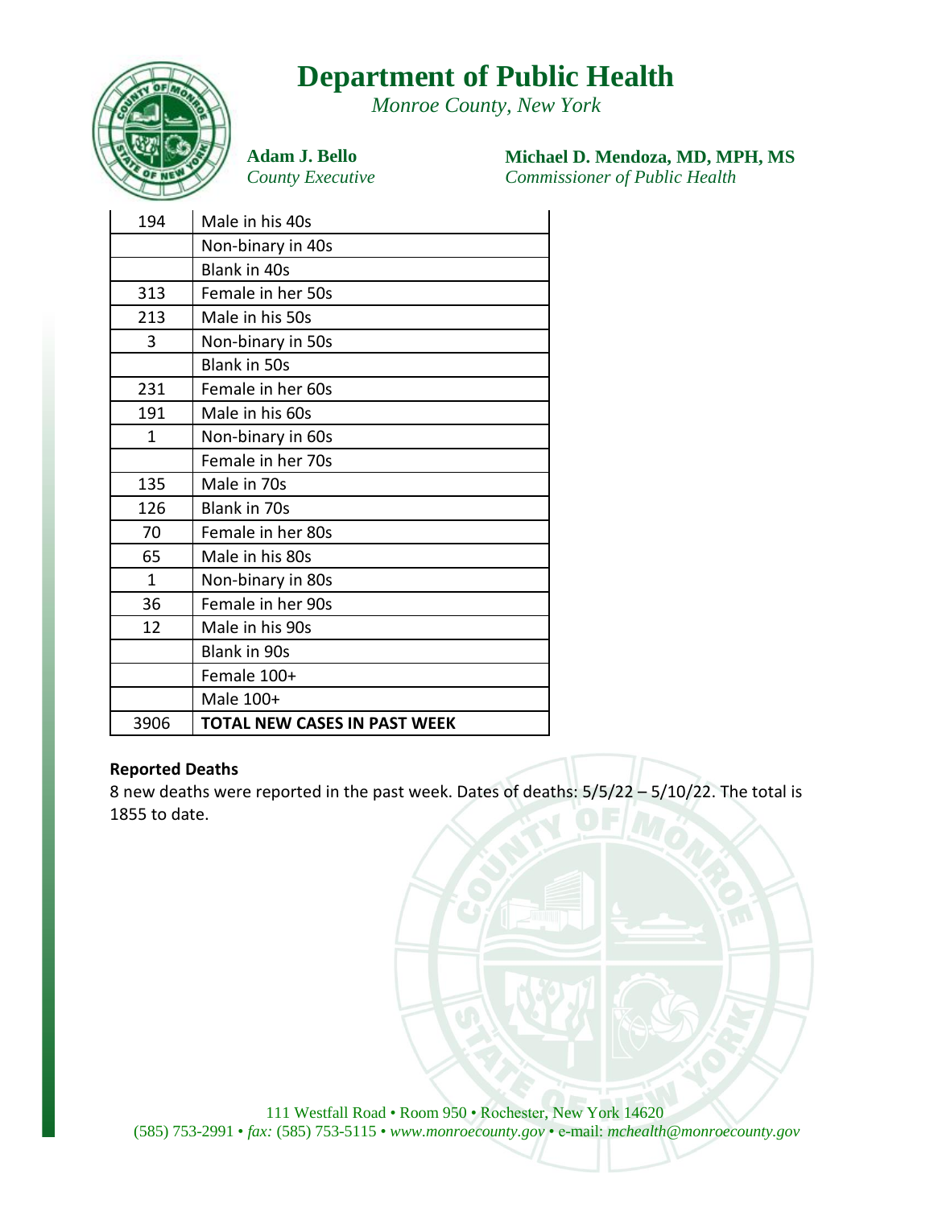# Department of Public Health

*Monroe County, New York*

**Adam J. Bello**
*County Executive*

**Michael D. Mendoza, MD, MPH, MS**
*Commissioner of Public Health*

| | |
|---|---|
| 194 | Male in his 40s |
| | Non-binary in 40s |
| | Blank in 40s |
| 313 | Female in her 50s |
| 213 | Male in his 50s |
| 3 | Non-binary in 50s |
| | Blank in 50s |
| 231 | Female in her 60s |
| 191 | Male in his 60s |
| 1 | Non-binary in 60s |
| | Female in her 70s |
| 135 | Male in 70s |
| 126 | Blank in 70s |
| 70 | Female in her 80s |
| 65 | Male in his 80s |
| 1 | Non-binary in 80s |
| 36 | Female in her 90s |
| 12 | Male in his 90s |
| | Blank in 90s |
| | Female 100+ |
| | Male 100+ |
| 3906 | **TOTAL NEW CASES IN PAST WEEK** |

**Reported Deaths**

8 new deaths were reported in the past week. Dates of deaths: 5/5/22 – 5/10/22. The total is 1855 to date.

111 Westfall Road • Room 950 • Rochester, New York 14620
(585) 753-2991 • *fax:* (585) 753-5115 • *www.monroecounty.gov* • e-mail: *mchealth@monroecounty.gov*